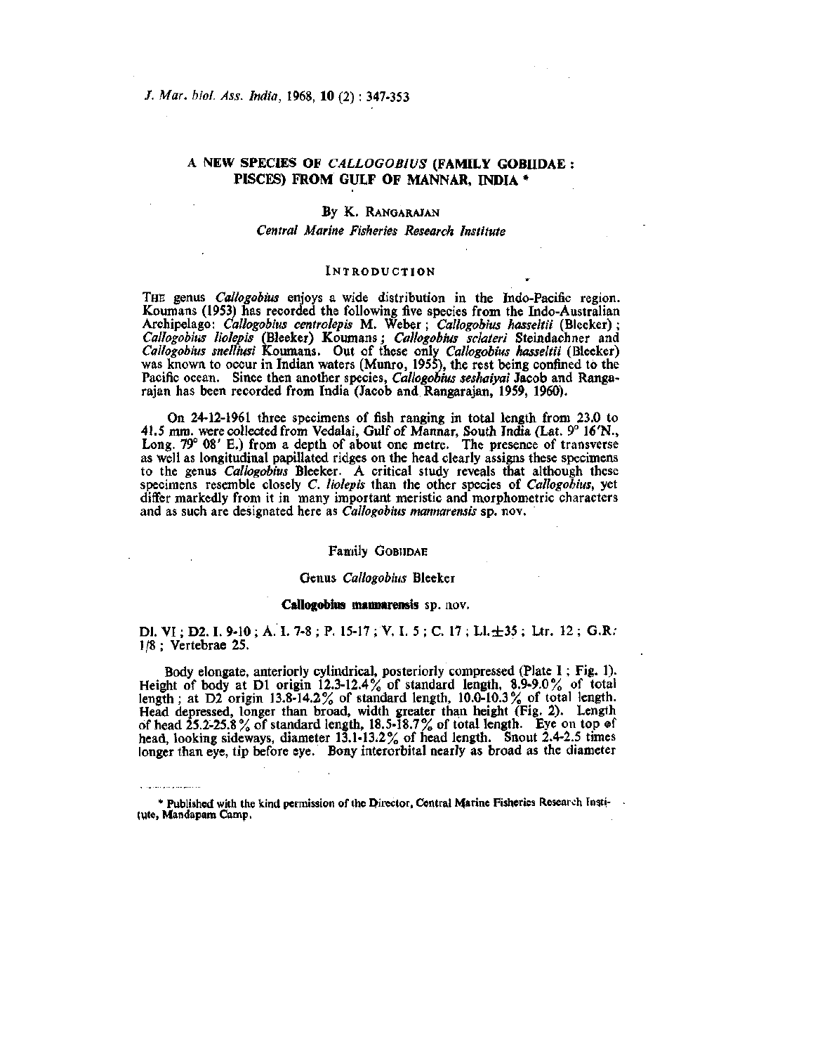# A NEW SPECIES OF *CALLOGOBIUS* (FAMILY GOBIIDAE : PISCES) FROM GULF OF MANNAR, INDIA *

By K. RANGARAJAN

*Central Marine Fisheries Research Institute*

## INTRODUCTION

THE genus *Callogobius* enjoys a wide distribution in the Indo-Pacific region. Koumans (1953) has recorded the following five species from the Indo-Australian Archipelago: *Callogobius centrolepis* M. Weber ; *Callogobius hasseltii* (Bleeker) ; *Callogobius liolepis* (Bleeker) Koumans ; *Callogobius sclateri* Steindachner and *Callogobius snelliusi* Koumans. Out of these only *Callogobius hasseltii* (Bleeker) was known to occur in Indian waters (Munro, 1955), the rest being confined to the Pacific ocean. Since then another species, *Callogobius seshaiyai* Jacob and Rangarajan has been recorded from India (Jacob and Rangarajan, 1959, 1960).

On 24-12-1961 three specimens of fish ranging in total length from 23.0 to 41.5 mm. were collected from Vedalai, Gulf of Mannar, South India (Lat. 9° 16'N., Long. 79° 08' E.) from a depth of about one metre. The presence of transverse as well as longitudinal papillated ridges on the head clearly assigns these specimens to the genus *Callogobius* Bleeker. A critical study reveals that although these specimens resemble closely *C. liolepis* than the other species of *Callogobius*, yet differ markedly from it in many important meristic and morphometric characters and as such are designated here as *Callogobius mannarensis* sp. nov.

Family GOBIIDAE

Genus *Callogobius* Bleeker

**Callogobius mannarensis** sp. nov.

Dl. VI ; D2. I. 9-10 ; A. I. 7-8 ; P. 15-17 ; V. I. 5 ; C. 17 ; Ll. ±35 ; Ltr. 12 ; G.R. 1/8 ; Vertebrae 25.

Body elongate, anteriorly cylindrical, posteriorly compressed (Plate I ; Fig. 1). Height of body at D1 origin 12.3-12.4% of standard length, 8.9-9.0% of total length ; at D2 origin 13.8-14.2% of standard length, 10.0-10.3% of total length. Head depressed, longer than broad, width greater than height (Fig. 2). Length of head 25.2-25.8% of standard length, 18.5-18.7% of total length. Eye on top of head, looking sideways, diameter 13.1-13.2% of head length. Snout 2.4-2.5 times longer than eye, tip before eye. Bony interorbital nearly as broad as the diameter

* Published with the kind permission of the Director, Central Marine Fisheries Research Institute, Mandapam Camp.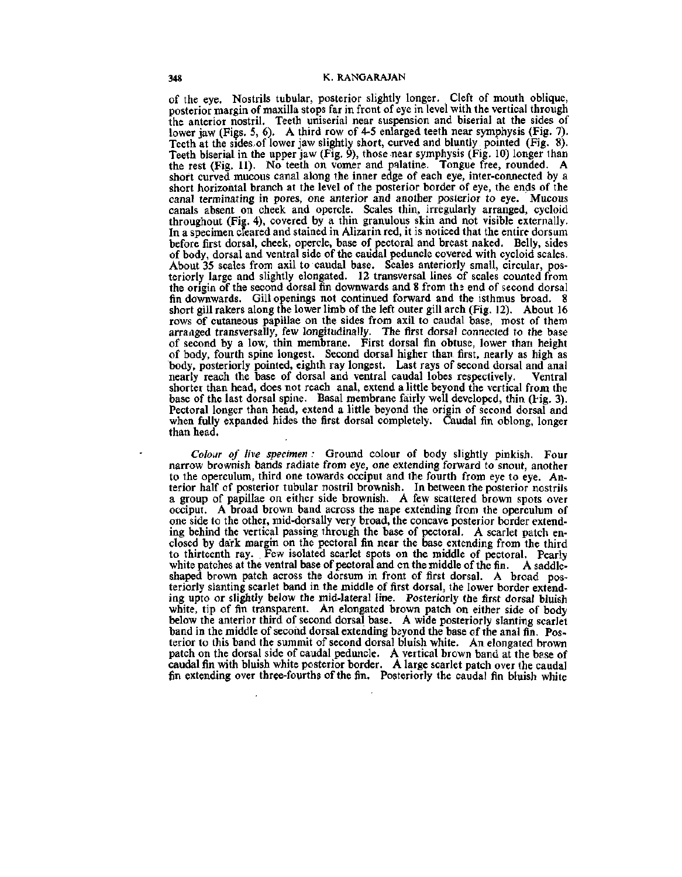of the eye. Nostrils tubular, posterior slightly longer. Cleft of mouth oblique, posterior margin of maxilla stops far in front of eye in level with the vertical through the anterior nostril. Teeth uniserial near suspension and biserial at the sides of lower jaw (Figs. 5, 6). A third row of 4-5 enlarged teeth near symphysis (Fig. 7). Teeth at the sides of lower jaw slightly short, curved and bluntly pointed (Fig. 8). Teeth biserial in the upper jaw (Fig. 9), those near symphysis (Fig. 10) longer than the rest (Fig. 11). No teeth on vomer and palatine. Tongue free, rounded. A short curved mucous canal along the inner edge of each eye, inter-connected by a short horizontal branch at the level of the posterior border of eye, the ends of the canal terminating in pores, one anterior and another posterior to eye. Mucous canals absent on cheek and opercle. Scales thin, irregularly arranged, cycloid throughout (Fig. 4), covered by a thin granulous skin and not visible externally. In a specimen cleared and stained in Alizarin red, it is noticed that the entire dorsum before first dorsal, cheek, opercle, base of pectoral and breast naked. Belly, sides of body, dorsal and ventral side of the caudal peduncle covered with cycloid scales. About 35 scales from axil to caudal base. Scales anteriorly small, circular, posteriorly large and slightly elongated. 12 transversal lines of scales counted from the origin of the second dorsal fin downwards and 8 from the end of second dorsal fin downwards. Gill openings not continued forward and the isthmus broad. 8 short gill rakers along the lower limb of the left outer gill arch (Fig. 12). About 16 rows of cutaneous papillae on the sides from axil to caudal base, most of them arranged transversally, few longitudinally. The first dorsal connected to the base of second by a low, thin membrane. First dorsal fin obtuse, lower than height of body, fourth spine longest. Second dorsal higher than first, nearly as high as body, posteriorly pointed, eighth ray longest. Last rays of second dorsal and anal nearly reach the base of dorsal and ventral caudal lobes respectively. Ventral shorter than head, does not reach anal, extend a little beyond the vertical from the base of the last dorsal spine. Basal membrane fairly well developed, thin (Fig. 3). Pectoral longer than head, extend a little beyond the origin of second dorsal and when fully expanded hides the first dorsal completely. Caudal fin oblong, longer than head.

*Colour of live specimen :* Ground colour of body slightly pinkish. Four narrow brownish bands radiate from eye, one extending forward to snout, another to the operculum, third one towards occiput and the fourth from eye to eye. Anterior half of posterior tubular nostril brownish. In between the posterior nostrils a group of papillae on either side brownish. A few scattered brown spots over occiput. A broad brown band across the nape extending from the operculum of one side to the other, mid-dorsally very broad, the concave posterior border extending behind the vertical passing through the base of pectoral. A scarlet patch enclosed by dark margin on the pectoral fin near the base extending from the third to thirteenth ray. Few isolated scarlet spots on the middle of pectoral. Pearly white patches at the ventral base of pectoral and on the middle of the fin. A saddle-shaped brown patch across the dorsum in front of first dorsal. A broad posteriorly slanting scarlet band in the middle of first dorsal, the lower border extending upto or slightly below the mid-lateral line. Posteriorly the first dorsal bluish white, tip of fin transparent. An elongated brown patch on either side of body below the anterior third of second dorsal base. A wide posteriorly slanting scarlet band in the middle of second dorsal extending beyond the base of the anal fin. Posterior to this band the summit of second dorsal bluish white. An elongated brown patch on the dorsal side of caudal peduncle. A vertical brown band at the base of caudal fin with bluish white posterior border. A large scarlet patch over the caudal fin extending over three-fourths of the fin. Posteriorly the caudal fin bluish white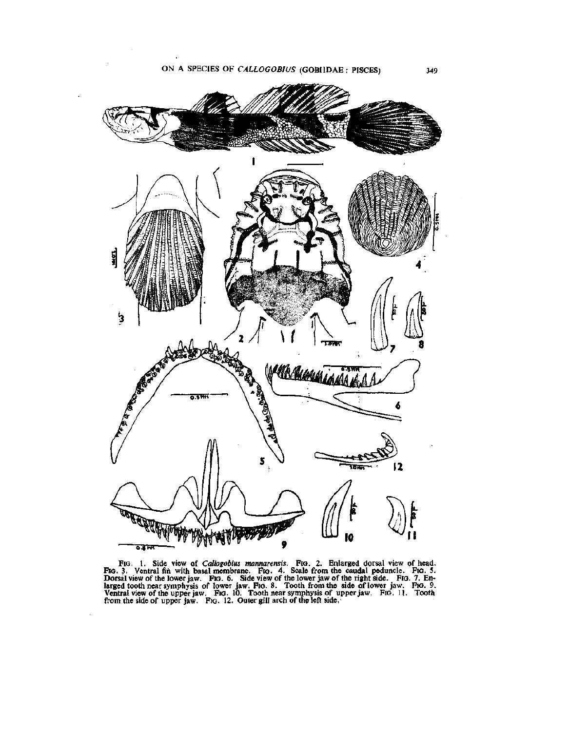FIG. 1. Side view of *Callogobius mannarensis*. FIG. 2. Enlarged dorsal view of head. FIG. 3. Ventral fin with basal membrane. FIG. 4. Scale from the caudal peduncle. FIG. 5. Dorsal view of the lower jaw. FIG. 6. Side view of the lower jaw of the right side. FIG. 7. Enlarged tooth near symphysis of lower jaw. FIG. 8. Tooth from the side of lower jaw. FIG. 9. Ventral view of the upper jaw. FIG. 10. Tooth near symphysis of upper jaw. FIG. 11. Tooth from the side of upper jaw. FIG. 12. Outer gill arch of the left side.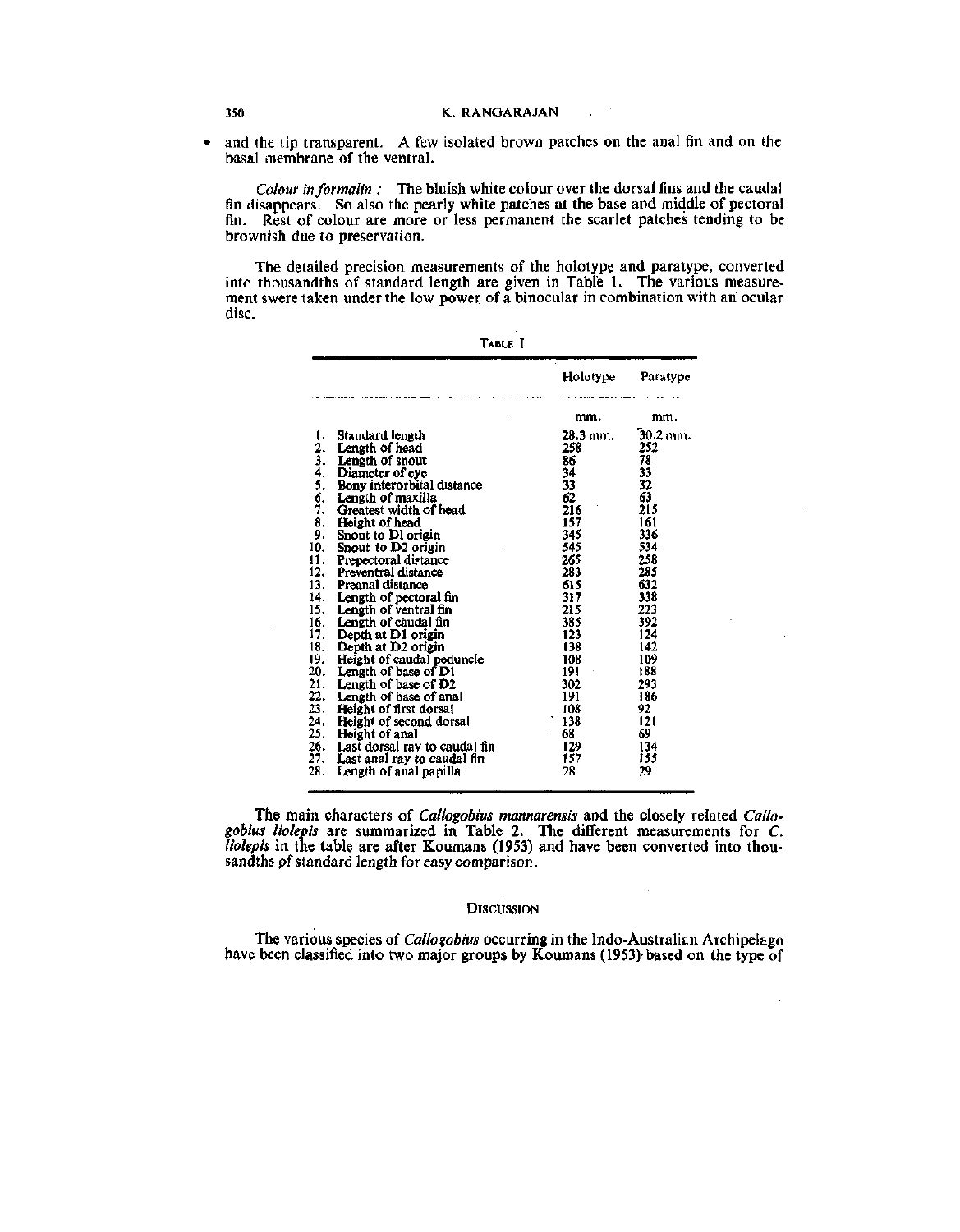and the tip transparent. A few isolated brown patches on the anal fin and on the basal membrane of the ventral.

*Colour in formalin :* The bluish white colour over the dorsal fins and the caudal fin disappears. So also the pearly white patches at the base and middle of pectoral fin. Rest of colour are more or less permanent the scarlet patches tending to be brownish due to preservation.

The detailed precision measurements of the holotype and paratype, converted into thousandths of standard length are given in Table 1. The various measurement swere taken under the low power of a binocular in combination with an ocular disc.

TABLE I

| | Holotype | Paratype |
|---|---|---|
| | mm. | mm. |
| 1. Standard length | 28.3 mm. | 30.2 mm. |
| 2. Length of head | 258 | 252 |
| 3. Length of snout | 86 | 78 |
| 4. Diameter of eye | 34 | 33 |
| 5. Bony interorbital distance | 33 | 32 |
| 6. Length of maxilla | 62 | 63 |
| 7. Greatest width of head | 216 | 215 |
| 8. Height of head | 157 | 161 |
| 9. Snout to D1 origin | 345 | 336 |
| 10. Snout to D2 origin | 545 | 534 |
| 11. Prepectoral distance | 265 | 258 |
| 12. Preventral distance | 283 | 285 |
| 13. Preanal distance | 615 | 632 |
| 14. Length of pectoral fin | 317 | 338 |
| 15. Length of ventral fin | 215 | 223 |
| 16. Length of caudal fin | 385 | 392 |
| 17. Depth at D1 origin | 123 | 124 |
| 18. Depth at D2 origin | 138 | 142 |
| 19. Height of caudal peduncle | 108 | 109 |
| 20. Length of base of D1 | 191 | 188 |
| 21. Length of base of D2 | 302 | 293 |
| 22. Length of base of anal | 191 | 186 |
| 23. Height of first dorsal | 108 | 92 |
| 24. Height of second dorsal | 138 | 121 |
| 25. Height of anal | 68 | 69 |
| 26. Last dorsal ray to caudal fin | 129 | 134 |
| 27. Last anal ray to caudal fin | 157 | 155 |
| 28. Length of anal papilla | 28 | 29 |

The main characters of *Callogobius mannarensis* and the closely related *Callogobius liolepis* are summarized in Table 2. The different measurements for *C. liolepis* in the table are after Koumans (1953) and have been converted into thousandths of standard length for easy comparison.

## DISCUSSION

The various species of *Callogobius* occurring in the Indo-Australian Archipelago have been classified into two major groups by Koumans (1953) based on the type of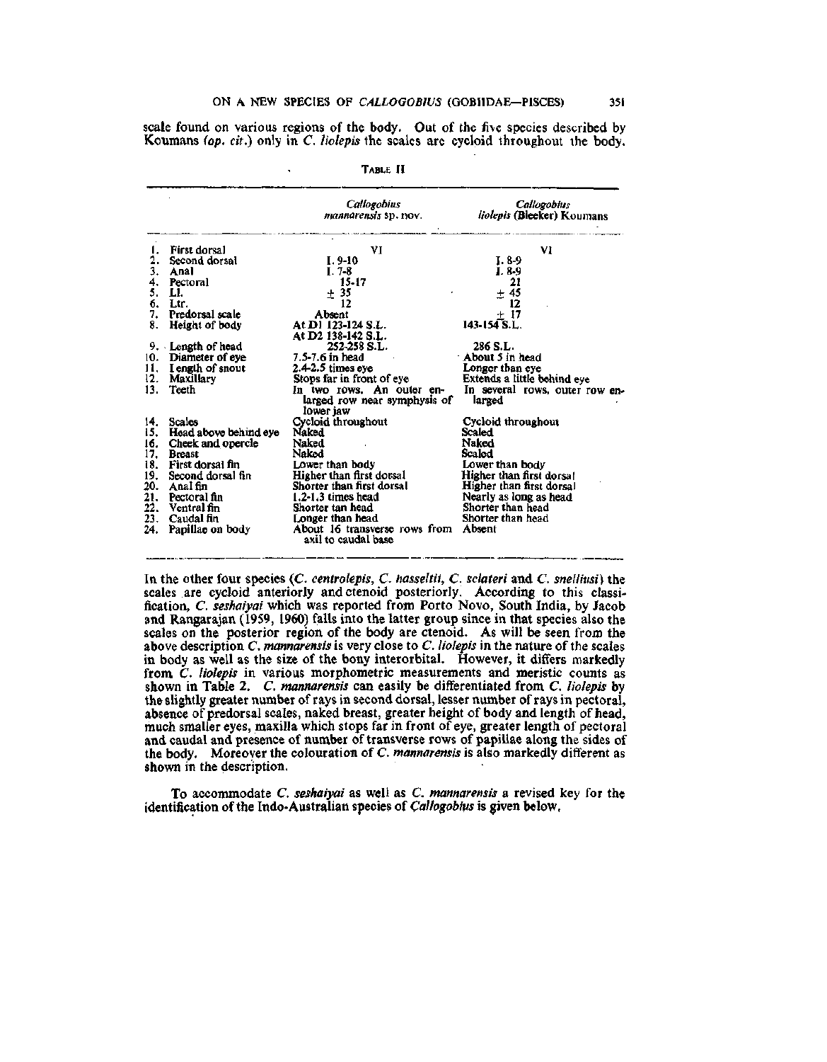scale found on various regions of the body. Out of the five species described by Koumans (*op. cit.*) only in *C. liolepis* the scales are cycloid throughout the body.

TABLE II

| | | *Callogobius mannarensis* sp. nov. | *Callogobius liolepis* (Bleeker) Koumans |
|---|---|---|---|
| 1. | First dorsal | VI | VI |
| 2. | Second dorsal | I. 9-10 | I. 8-9 |
| 3. | Anal | I. 7-8 | I. 8-9 |
| 4. | Pectoral | 15-17 | 21 |
| 5. | Ll. | ± 35 | ± 45 |
| 6. | Ltr. | 12 | 12 |
| 7. | Predorsal scale | Absent | ± 17 |
| 8. | Height of body | At D1 123-124 S.L. At D2 138-142 S.L. | 143-154 S.L. |
| 9. | Length of head | 252-258 S.L. | 286 S.L. |
| 10. | Diameter of eye | 7.5-7.6 in head | About 5 in head |
| 11. | Length of snout | 2.4-2.5 times eye | Longer than eye |
| 12. | Maxillary | Stops far in front of eye | Extends a little behind eye |
| 13. | Teeth | In two rows. An outer enlarged row near symphysis of lower jaw | In several rows, outer row enlarged |
| 14. | Scales | Cycloid throughout | Cycloid throughout |
| 15. | Head above behind eye | Naked | Scaled |
| 16. | Cheek and opercle | Naked | Naked |
| 17. | Breast | Naked | Scaled |
| 18. | First dorsal fin | Lower than body | Lower than body |
| 19. | Second dorsal fin | Higher than first dorsal | Higher than first dorsal |
| 20. | Anal fin | Shorter than first dorsal | Higher than first dorsal |
| 21. | Pectoral fin | 1.2-1.3 times head | Nearly as long as head |
| 22. | Ventral fin | Shorter tan head | Shorter than head |
| 23. | Caudal fin | Longer than head | Shorter than head |
| 24. | Papillae on body | About 16 transverse rows from axil to caudal base | Absent |

In the other four species (*C. centrolepis*, *C. hasseltii*, *C. sclateri* and *C. snelliusi*) the scales are cycloid anteriorly and ctenoid posteriorly. According to this classification, *C. seshaiyai* which was reported from Porto Novo, South India, by Jacob and Rangarajan (1959, 1960) falls into the latter group since in that species also the scales on the posterior region of the body are ctenoid. As will be seen from the above description *C. mannarensis* is very close to *C. liolepis* in the nature of the scales in body as well as the size of the bony interorbital. However, it differs markedly from *C. liolepis* in various morphometric measurements and meristic counts as shown in Table 2. *C. mannarensis* can easily be differentiated from *C. liolepis* by the slightly greater number of rays in second dorsal, lesser number of rays in pectoral, absence of predorsal scales, naked breast, greater height of body and length of head, much smaller eyes, maxilla which stops far in front of eye, greater length of pectoral and caudal and presence of number of transverse rows of papillae along the sides of the body. Moreover the colouration of *C. mannarensis* is also markedly different as shown in the description.

To accommodate *C. seshaiyai* as well as *C. mannarensis* a revised key for the identification of the Indo-Australian species of *Callogobius* is given below.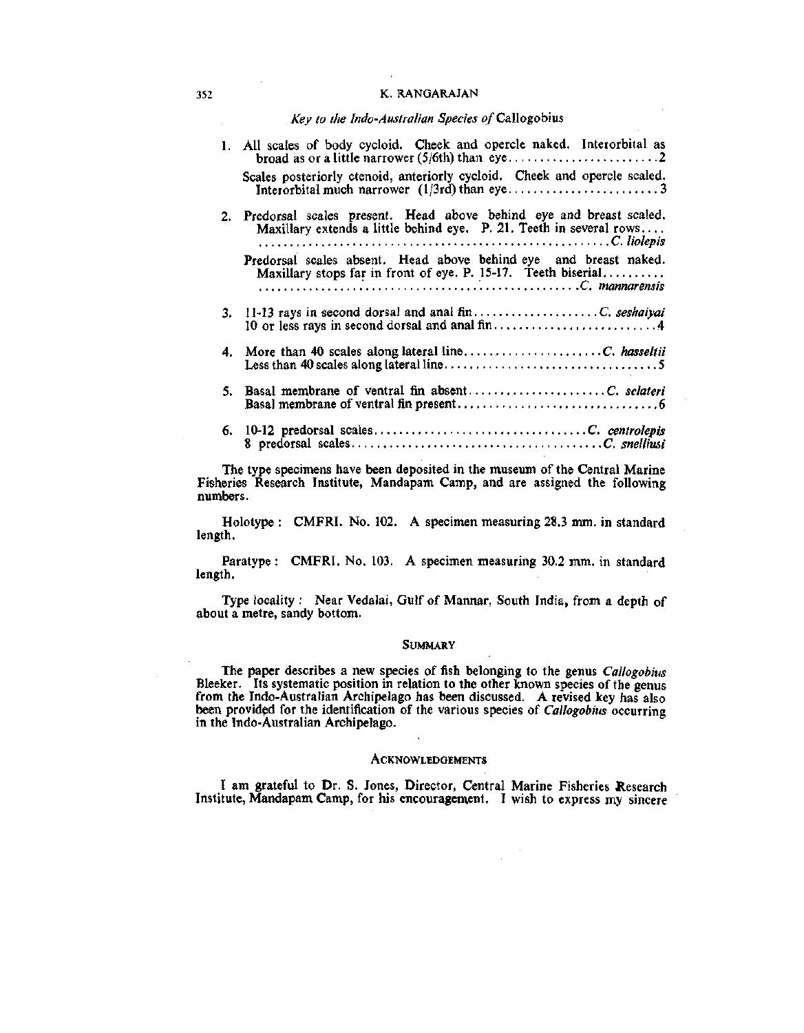*Key to the Indo-Australian Species of* Callogobius

1. All scales of body cycloid. Cheek and opercle naked. Interorbital as broad as or a little narrower (5/6th) than eye........................2

   Scales posteriorly ctenoid, anteriorly cycloid. Cheek and opercle scaled. Interorbital much narrower (1/3rd) than eye........................3

2. Predorsal scales present. Head above behind eye and breast scaled. Maxillary extends a little behind eye. P. 21. Teeth in several rows.... ........................................................*C. liolepis*

   Predorsal scales absent. Head above behind eye and breast naked. Maxillary stops far in front of eye. P. 15-17. Teeth biserial.......... ........................................................*C. mannarensis*

3. 11-13 rays in second dorsal and anal fin....................*C. seshaiyai*
   10 or less rays in second dorsal and anal fin..........................4

4. More than 40 scales along lateral line......................*C. hasseltii*
   Less than 40 scales along lateral line..................................5

5. Basal membrane of ventral fin absent......................*C. sclateri*
   Basal membrane of ventral fin present................................6

6. 10-12 predorsal scales..................................*C. centrolepis*
   8 predorsal scales........................................*C. snelliusi*

The type specimens have been deposited in the museum of the Central Marine Fisheries Research Institute, Mandapam Camp, and are assigned the following numbers.

Holotype : CMFRI. No. 102. A specimen measuring 28.3 mm. in standard length.

Paratype : CMFRI. No. 103. A specimen measuring 30.2 mm. in standard length.

Type locality : Near Vedalai, Gulf of Mannar, South India, from a depth of about a metre, sandy bottom.

## Summary

The paper describes a new species of fish belonging to the genus *Callogobius* Bleeker. Its systematic position in relation to the other known species of the genus from the Indo-Australian Archipelago has been discussed. A revised key has also been provided for the identification of the various species of *Callogobius* occurring in the Indo-Australian Archipelago.

## Acknowledgements

I am grateful to Dr. S. Jones, Director, Central Marine Fisheries Research Institute, Mandapam Camp, for his encouragement. I wish to express my sincere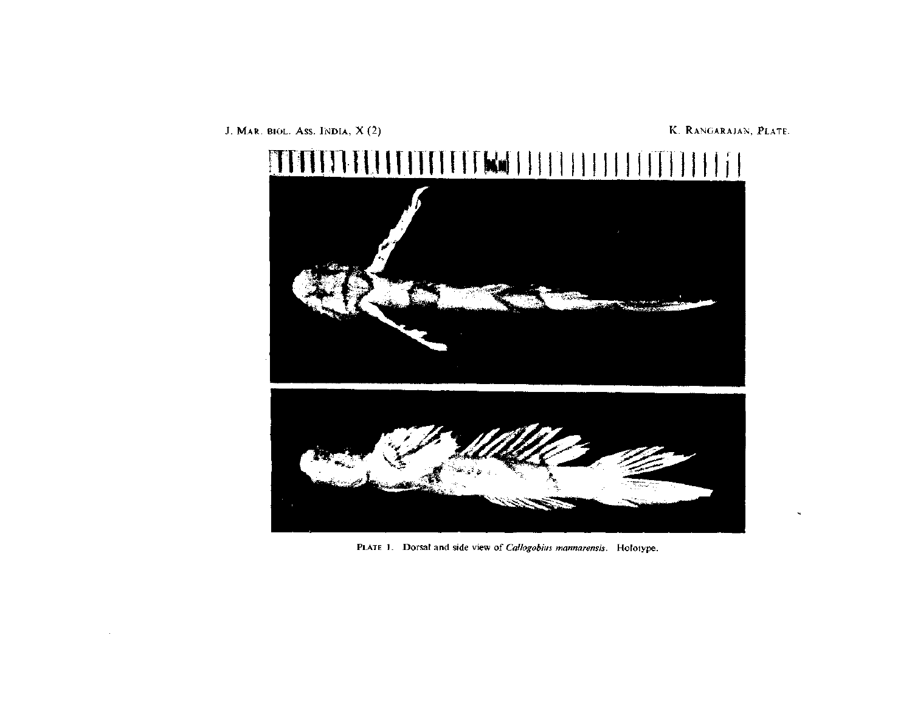PLATE 1. Dorsal and side view of *Callogobius mannarensis*. Holotype.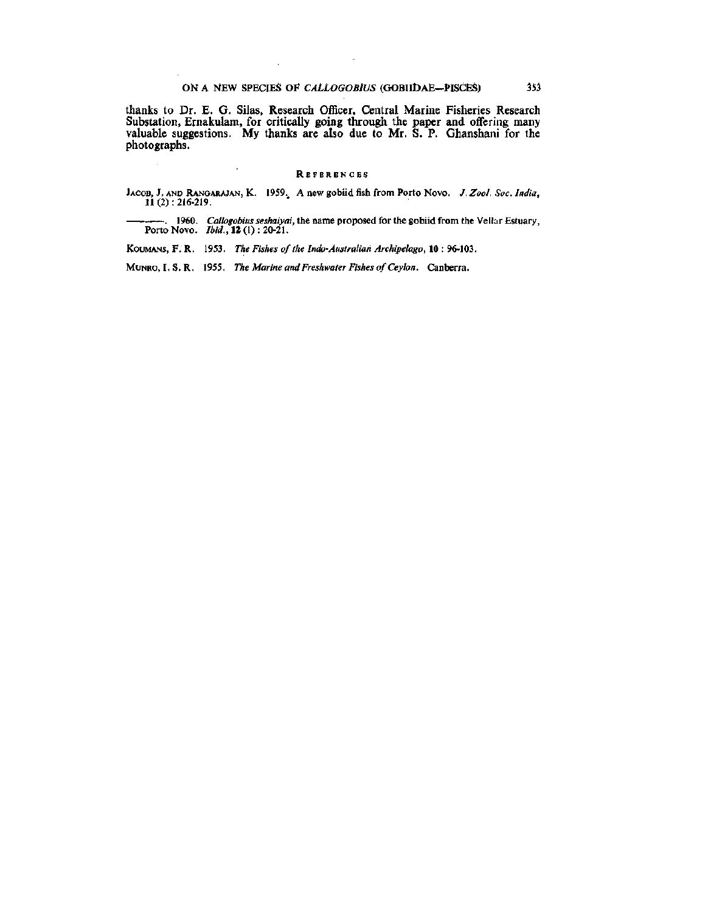thanks to Dr. E. G. Silas, Research Officer, Central Marine Fisheries Research Substation, Ernakulam, for critically going through the paper and offering many valuable suggestions. My thanks are also due to Mr. S. P. Ghanshani for the photographs.

## REFERENCES

JACOB, J. AND RANGARAJAN, K. 1959. A new gobiid fish from Porto Novo. *J. Zool. Soc. India*, **11** (2) : 216-219.

———. 1960. *Callogobius seshaiyai*, the name proposed for the gobiid from the Vellar Estuary, Porto Novo. *Ibid.*, **12** (1) : 20-21.

KOUMANS, F. R. 1953. *The Fishes of the Indo-Australian Archipelago*, **10** : 96-103.

MUNRO, I. S. R. 1955. *The Marine and Freshwater Fishes of Ceylon*. Canberra.